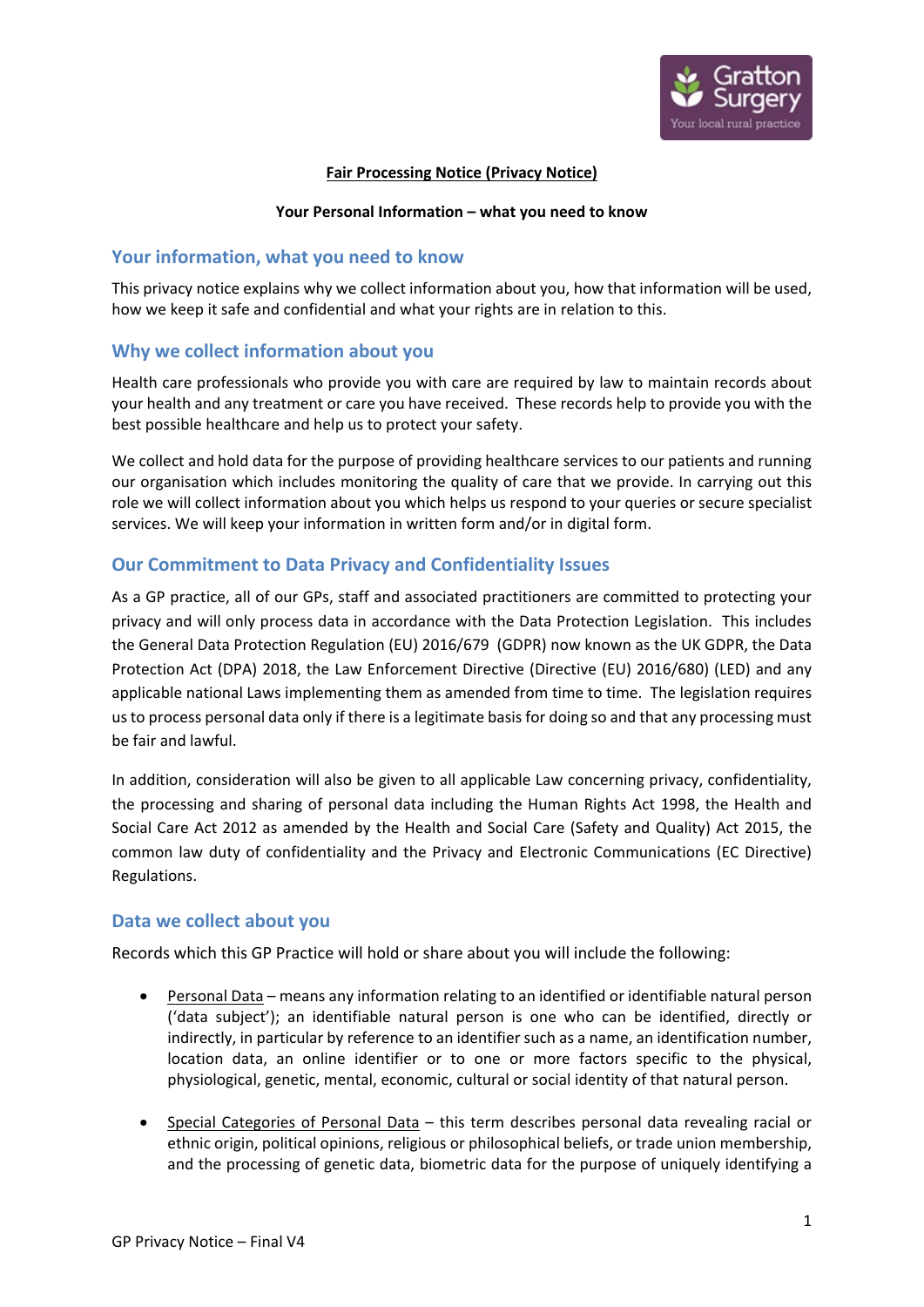**Fair Processing Notice (Privacy Notice)**

**Your Personal Information – what you need to know**

## Your information, what you need to know

This privacy notice explains why we collect information about you, how that information will be used, how we keep it safe and confidential and what your rights are in relation to this.

## Why we collect information about you

Health care professionals who provide you with care are required by law to maintain records about your health and any treatment or care you have received. These records help to provide you with the best possible healthcare and help us to protect your safety.

We collect and hold data for the purpose of providing healthcare services to our patients and running our organisation which includes monitoring the quality of care that we provide. In carrying out this role we will collect information about you which helps us respond to your queries or secure specialist services. We will keep your information in written form and/or in digital form.

## Our Commitment to Data Privacy and Confidentiality Issues

As a GP practice, all of our GPs, staff and associated practitioners are committed to protecting your privacy and will only process data in accordance with the Data Protection Legislation. This includes the General Data Protection Regulation (EU) 2016/679 (GDPR) now known as the UK GDPR, the Data Protection Act (DPA) 2018, the Law Enforcement Directive (Directive (EU) 2016/680) (LED) and any applicable national Laws implementing them as amended from time to time. The legislation requires us to process personal data only if there is a legitimate basis for doing so and that any processing must be fair and lawful.

In addition, consideration will also be given to all applicable Law concerning privacy, confidentiality, the processing and sharing of personal data including the Human Rights Act 1998, the Health and Social Care Act 2012 as amended by the Health and Social Care (Safety and Quality) Act 2015, the common law duty of confidentiality and the Privacy and Electronic Communications (EC Directive) Regulations.

## Data we collect about you

Records which this GP Practice will hold or share about you will include the following:

- Personal Data – means any information relating to an identified or identifiable natural person ('data subject'); an identifiable natural person is one who can be identified, directly or indirectly, in particular by reference to an identifier such as a name, an identification number, location data, an online identifier or to one or more factors specific to the physical, physiological, genetic, mental, economic, cultural or social identity of that natural person.

- Special Categories of Personal Data – this term describes personal data revealing racial or ethnic origin, political opinions, religious or philosophical beliefs, or trade union membership, and the processing of genetic data, biometric data for the purpose of uniquely identifying a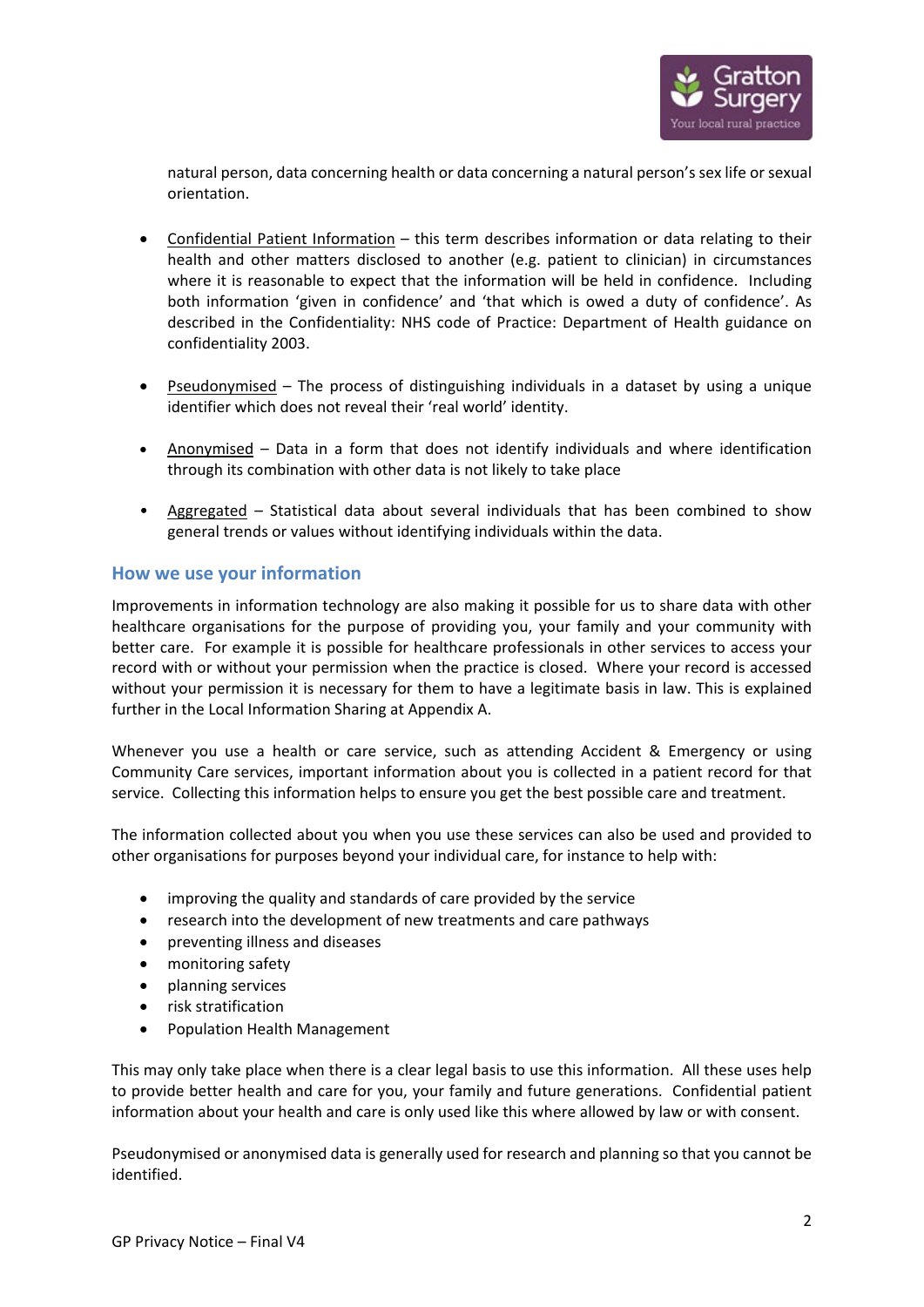natural person, data concerning health or data concerning a natural person's sex life or sexual orientation.

- Confidential Patient Information – this term describes information or data relating to their health and other matters disclosed to another (e.g. patient to clinician) in circumstances where it is reasonable to expect that the information will be held in confidence. Including both information 'given in confidence' and 'that which is owed a duty of confidence'. As described in the Confidentiality: NHS code of Practice: Department of Health guidance on confidentiality 2003.

- Pseudonymised – The process of distinguishing individuals in a dataset by using a unique identifier which does not reveal their 'real world' identity.

- Anonymised – Data in a form that does not identify individuals and where identification through its combination with other data is not likely to take place

- Aggregated – Statistical data about several individuals that has been combined to show general trends or values without identifying individuals within the data.

## How we use your information

Improvements in information technology are also making it possible for us to share data with other healthcare organisations for the purpose of providing you, your family and your community with better care. For example it is possible for healthcare professionals in other services to access your record with or without your permission when the practice is closed. Where your record is accessed without your permission it is necessary for them to have a legitimate basis in law. This is explained further in the Local Information Sharing at Appendix A.

Whenever you use a health or care service, such as attending Accident & Emergency or using Community Care services, important information about you is collected in a patient record for that service. Collecting this information helps to ensure you get the best possible care and treatment.

The information collected about you when you use these services can also be used and provided to other organisations for purposes beyond your individual care, for instance to help with:

- improving the quality and standards of care provided by the service
- research into the development of new treatments and care pathways
- preventing illness and diseases
- monitoring safety
- planning services
- risk stratification
- Population Health Management

This may only take place when there is a clear legal basis to use this information. All these uses help to provide better health and care for you, your family and future generations. Confidential patient information about your health and care is only used like this where allowed by law or with consent.

Pseudonymised or anonymised data is generally used for research and planning so that you cannot be identified.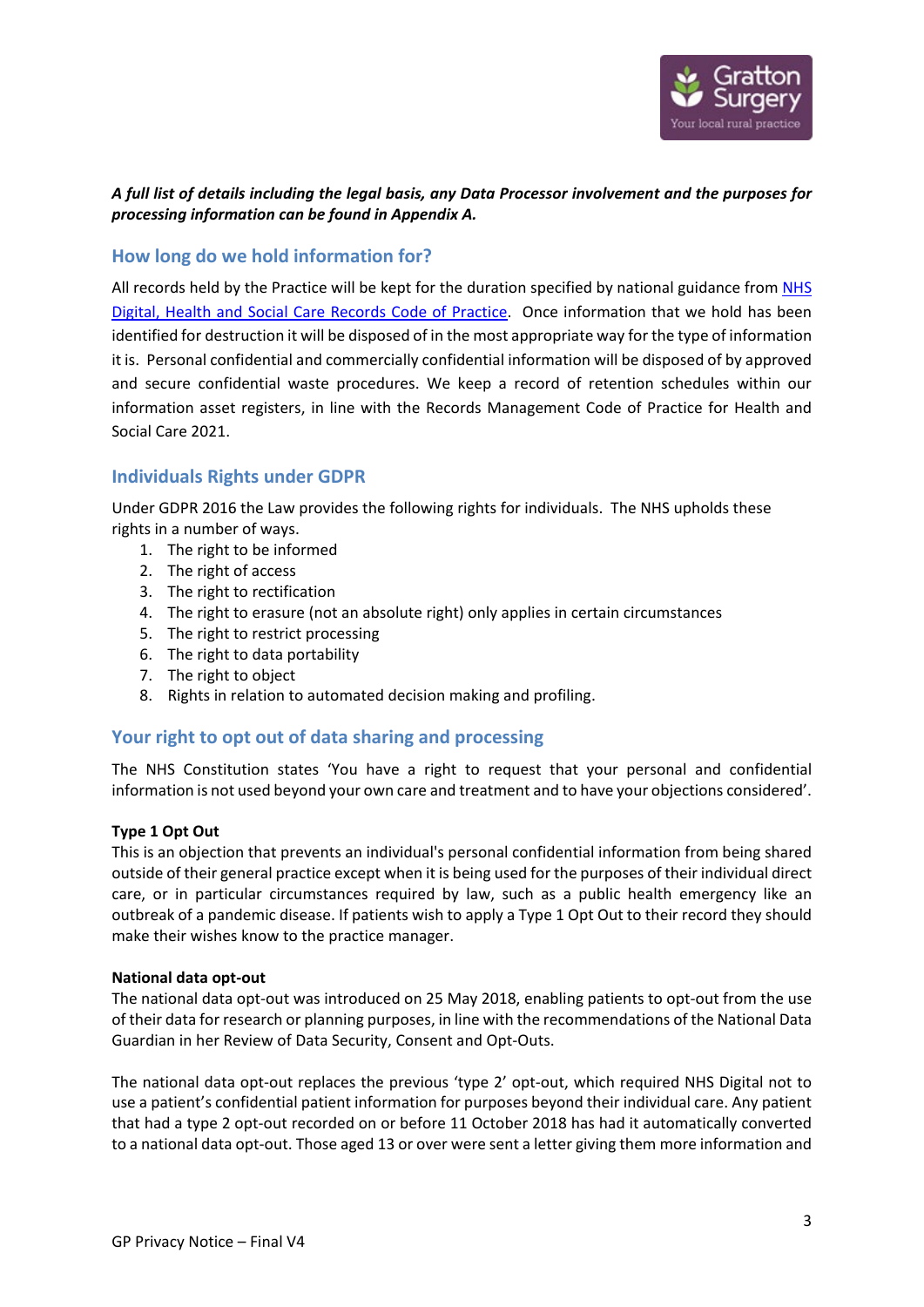***A full list of details including the legal basis, any Data Processor involvement and the purposes for processing information can be found in Appendix A.***

## How long do we hold information for?

All records held by the Practice will be kept for the duration specified by national guidance from NHS Digital, Health and Social Care Records Code of Practice. Once information that we hold has been identified for destruction it will be disposed of in the most appropriate way for the type of information it is. Personal confidential and commercially confidential information will be disposed of by approved and secure confidential waste procedures. We keep a record of retention schedules within our information asset registers, in line with the Records Management Code of Practice for Health and Social Care 2021.

## Individuals Rights under GDPR

Under GDPR 2016 the Law provides the following rights for individuals. The NHS upholds these rights in a number of ways.

1. The right to be informed
2. The right of access
3. The right to rectification
4. The right to erasure (not an absolute right) only applies in certain circumstances
5. The right to restrict processing
6. The right to data portability
7. The right to object
8. Rights in relation to automated decision making and profiling.

## Your right to opt out of data sharing and processing

The NHS Constitution states 'You have a right to request that your personal and confidential information is not used beyond your own care and treatment and to have your objections considered'.

**Type 1 Opt Out**
This is an objection that prevents an individual's personal confidential information from being shared outside of their general practice except when it is being used for the purposes of their individual direct care, or in particular circumstances required by law, such as a public health emergency like an outbreak of a pandemic disease. If patients wish to apply a Type 1 Opt Out to their record they should make their wishes know to the practice manager.

**National data opt-out**
The national data opt-out was introduced on 25 May 2018, enabling patients to opt-out from the use of their data for research or planning purposes, in line with the recommendations of the National Data Guardian in her Review of Data Security, Consent and Opt-Outs.

The national data opt-out replaces the previous 'type 2' opt-out, which required NHS Digital not to use a patient's confidential patient information for purposes beyond their individual care. Any patient that had a type 2 opt-out recorded on or before 11 October 2018 has had it automatically converted to a national data opt-out. Those aged 13 or over were sent a letter giving them more information and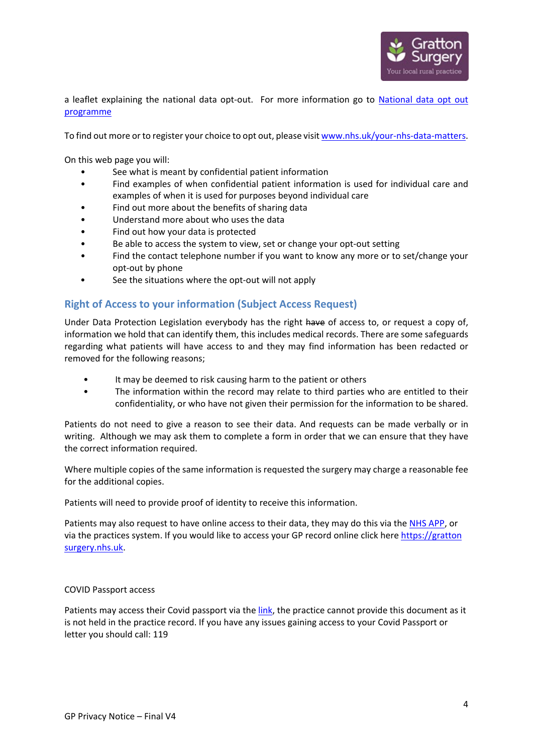a leaflet explaining the national data opt-out. For more information go to [National data opt out programme](#)

To find out more or to register your choice to opt out, please visit [www.nhs.uk/your-nhs-data-matters](http://www.nhs.uk/your-nhs-data-matters).

On this web page you will:

- See what is meant by confidential patient information
- Find examples of when confidential patient information is used for individual care and examples of when it is used for purposes beyond individual care
- Find out more about the benefits of sharing data
- Understand more about who uses the data
- Find out how your data is protected
- Be able to access the system to view, set or change your opt-out setting
- Find the contact telephone number if you want to know any more or to set/change your opt-out by phone
- See the situations where the opt-out will not apply

## Right of Access to your information (Subject Access Request)

Under Data Protection Legislation everybody has the right ~~have~~ of access to, or request a copy of, information we hold that can identify them, this includes medical records. There are some safeguards regarding what patients will have access to and they may find information has been redacted or removed for the following reasons;

- It may be deemed to risk causing harm to the patient or others
- The information within the record may relate to third parties who are entitled to their confidentiality, or who have not given their permission for the information to be shared.

Patients do not need to give a reason to see their data. And requests can be made verbally or in writing. Although we may ask them to complete a form in order that we can ensure that they have the correct information required.

Where multiple copies of the same information is requested the surgery may charge a reasonable fee for the additional copies.

Patients will need to provide proof of identity to receive this information.

Patients may also request to have online access to their data, they may do this via the [NHS APP](#), or via the practices system. If you would like to access your GP record online click here [https://grattonsurgery.nhs.uk](https://grattonsurgery.nhs.uk).

COVID Passport access

Patients may access their Covid passport via the [link](#), the practice cannot provide this document as it is not held in the practice record. If you have any issues gaining access to your Covid Passport or letter you should call: 119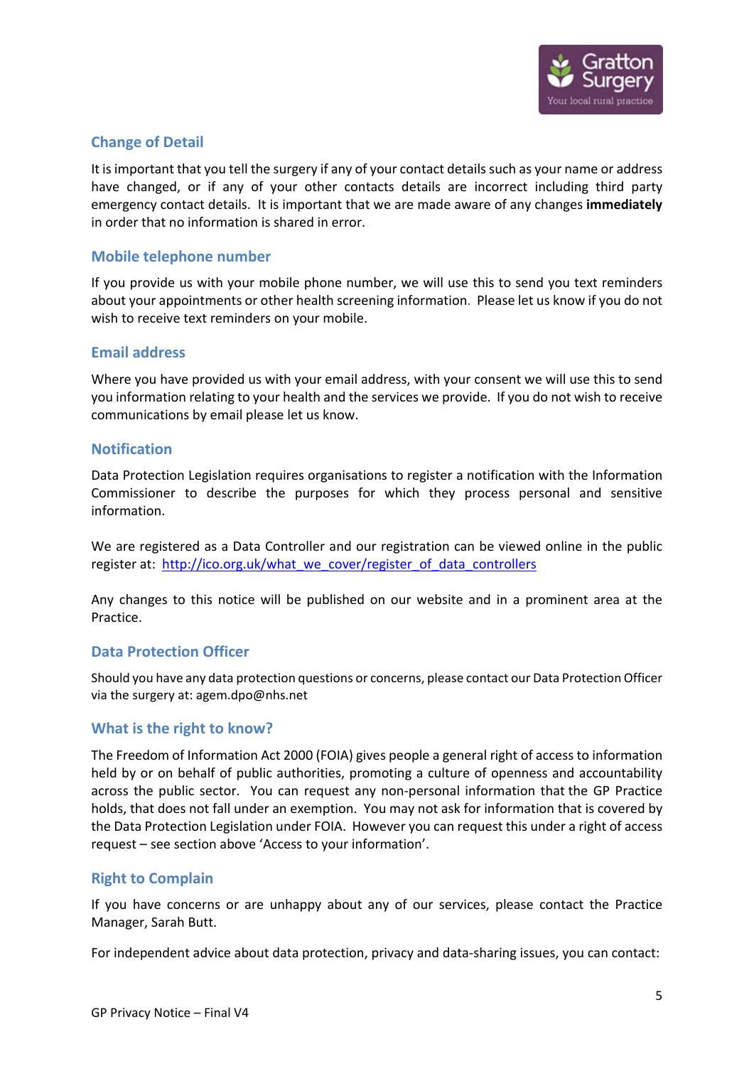## Change of Detail

It is important that you tell the surgery if any of your contact details such as your name or address have changed, or if any of your other contacts details are incorrect including third party emergency contact details. It is important that we are made aware of any changes **immediately** in order that no information is shared in error.

## Mobile telephone number

If you provide us with your mobile phone number, we will use this to send you text reminders about your appointments or other health screening information. Please let us know if you do not wish to receive text reminders on your mobile.

## Email address

Where you have provided us with your email address, with your consent we will use this to send you information relating to your health and the services we provide. If you do not wish to receive communications by email please let us know.

## Notification

Data Protection Legislation requires organisations to register a notification with the Information Commissioner to describe the purposes for which they process personal and sensitive information.

We are registered as a Data Controller and our registration can be viewed online in the public register at: [http://ico.org.uk/what_we_cover/register_of_data_controllers](http://ico.org.uk/what_we_cover/register_of_data_controllers)

Any changes to this notice will be published on our website and in a prominent area at the Practice.

## Data Protection Officer

Should you have any data protection questions or concerns, please contact our Data Protection Officer via the surgery at: agem.dpo@nhs.net

## What is the right to know?

The Freedom of Information Act 2000 (FOIA) gives people a general right of access to information held by or on behalf of public authorities, promoting a culture of openness and accountability across the public sector. You can request any non-personal information that the GP Practice holds, that does not fall under an exemption. You may not ask for information that is covered by the Data Protection Legislation under FOIA. However you can request this under a right of access request – see section above 'Access to your information'.

## Right to Complain

If you have concerns or are unhappy about any of our services, please contact the Practice Manager, Sarah Butt.

For independent advice about data protection, privacy and data-sharing issues, you can contact: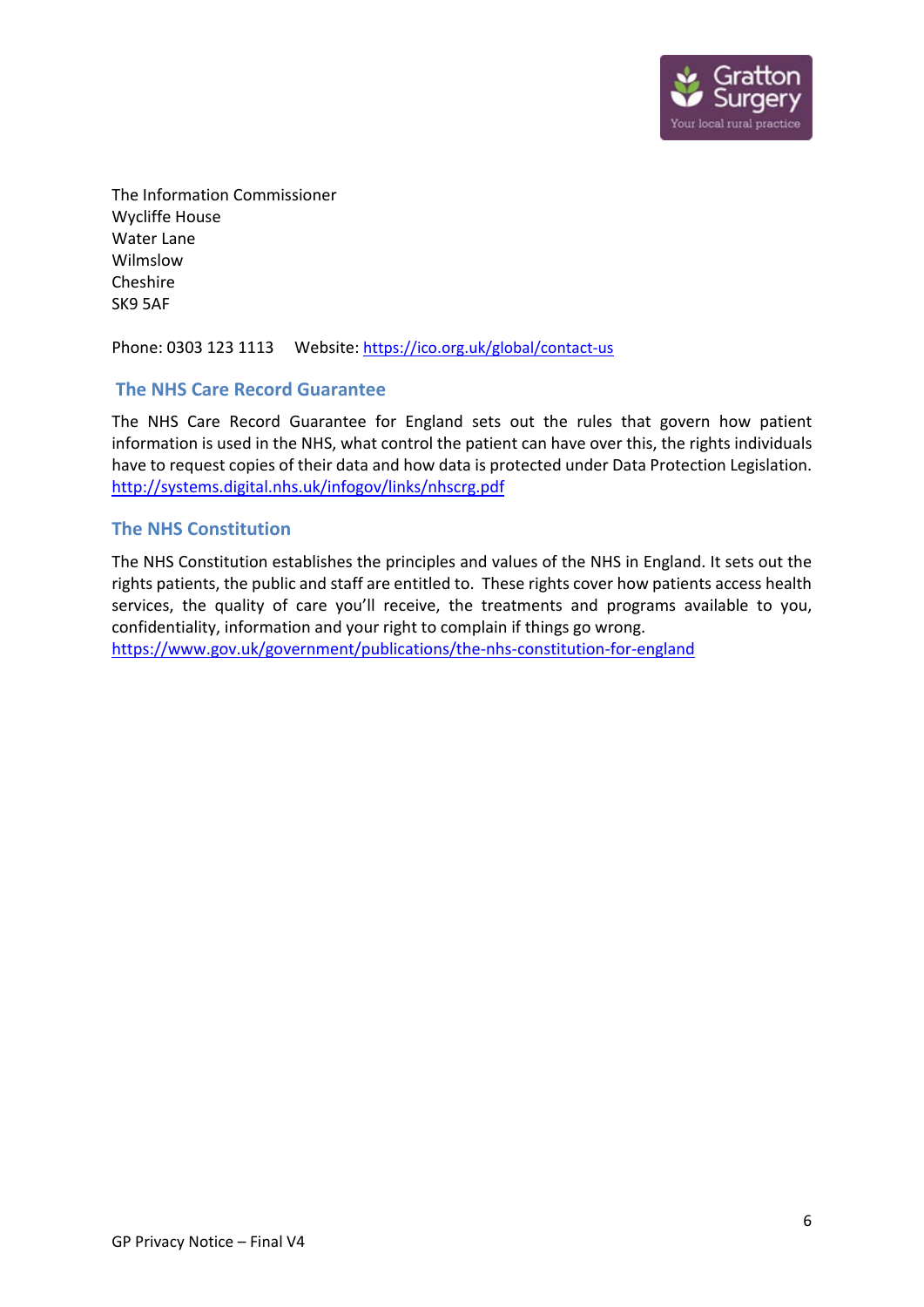The Information Commissioner
Wycliffe House
Water Lane
Wilmslow
Cheshire
SK9 5AF

Phone: 0303 123 1113  Website: https://ico.org.uk/global/contact-us

## The NHS Care Record Guarantee

The NHS Care Record Guarantee for England sets out the rules that govern how patient information is used in the NHS, what control the patient can have over this, the rights individuals have to request copies of their data and how data is protected under Data Protection Legislation.
http://systems.digital.nhs.uk/infogov/links/nhscrg.pdf

## The NHS Constitution

The NHS Constitution establishes the principles and values of the NHS in England. It sets out the rights patients, the public and staff are entitled to. These rights cover how patients access health services, the quality of care you'll receive, the treatments and programs available to you, confidentiality, information and your right to complain if things go wrong.
https://www.gov.uk/government/publications/the-nhs-constitution-for-england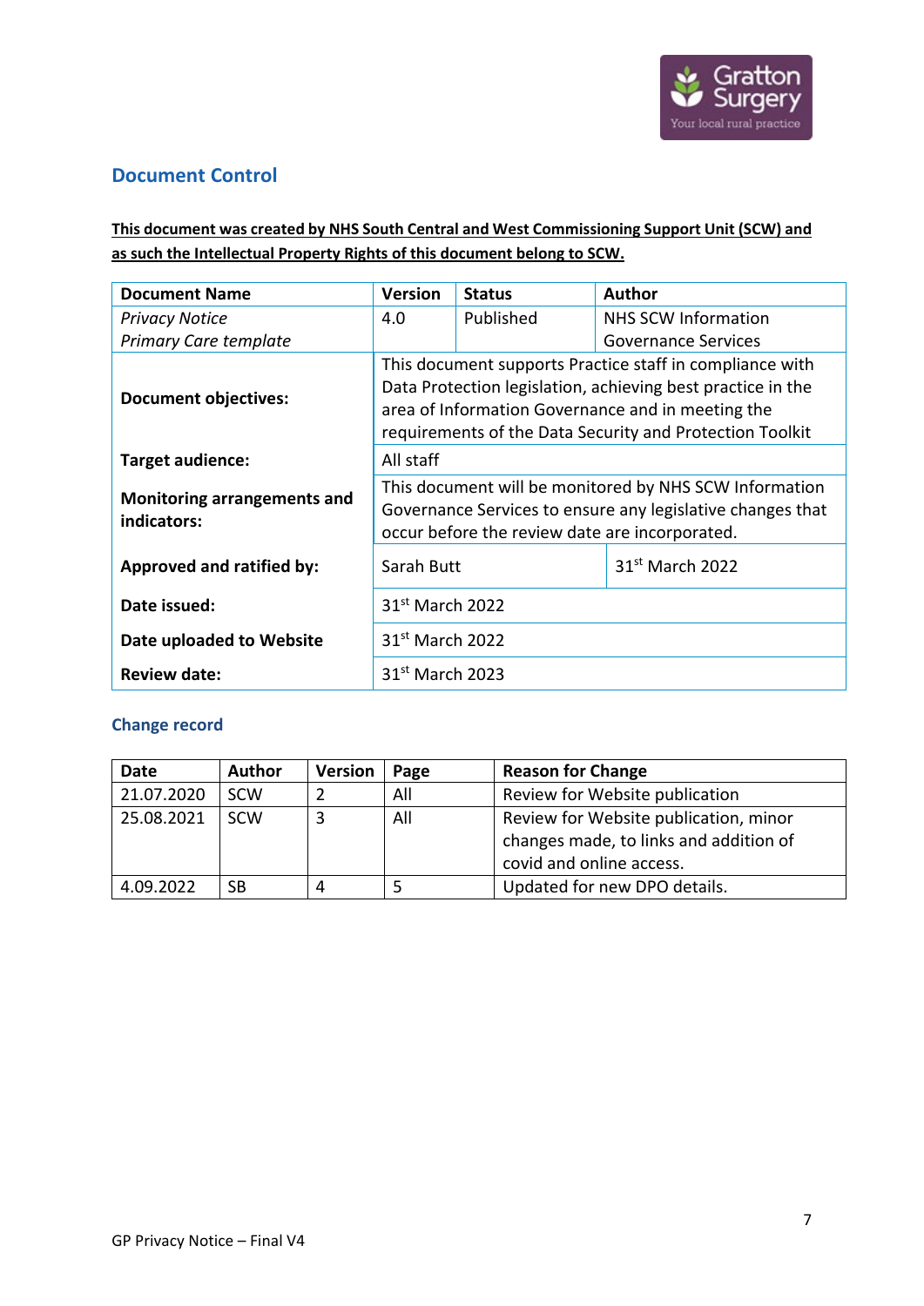## Document Control

**This document was created by NHS South Central and West Commissioning Support Unit (SCW) and as such the Intellectual Property Rights of this document belong to SCW.**

| Document Name | Version | Status | Author |
|---|---|---|---|
| *Privacy Notice Primary Care template* | 4.0 | Published | NHS SCW Information Governance Services |
| **Document objectives:** | This document supports Practice staff in compliance with Data Protection legislation, achieving best practice in the area of Information Governance and in meeting the requirements of the Data Security and Protection Toolkit | | |
| **Target audience:** | All staff | | |
| **Monitoring arrangements and indicators:** | This document will be monitored by NHS SCW Information Governance Services to ensure any legislative changes that occur before the review date are incorporated. | | |
| **Approved and ratified by:** | Sarah Butt | | 31st March 2022 |
| **Date issued:** | 31st March 2022 | | |
| **Date uploaded to Website** | 31st March 2022 | | |
| **Review date:** | 31st March 2023 | | |

### Change record

| Date | Author | Version | Page | Reason for Change |
|---|---|---|---|---|
| 21.07.2020 | SCW | 2 | All | Review for Website publication |
| 25.08.2021 | SCW | 3 | All | Review for Website publication, minor changes made, to links and addition of covid and online access. |
| 4.09.2022 | SB | 4 | 5 | Updated for new DPO details. |